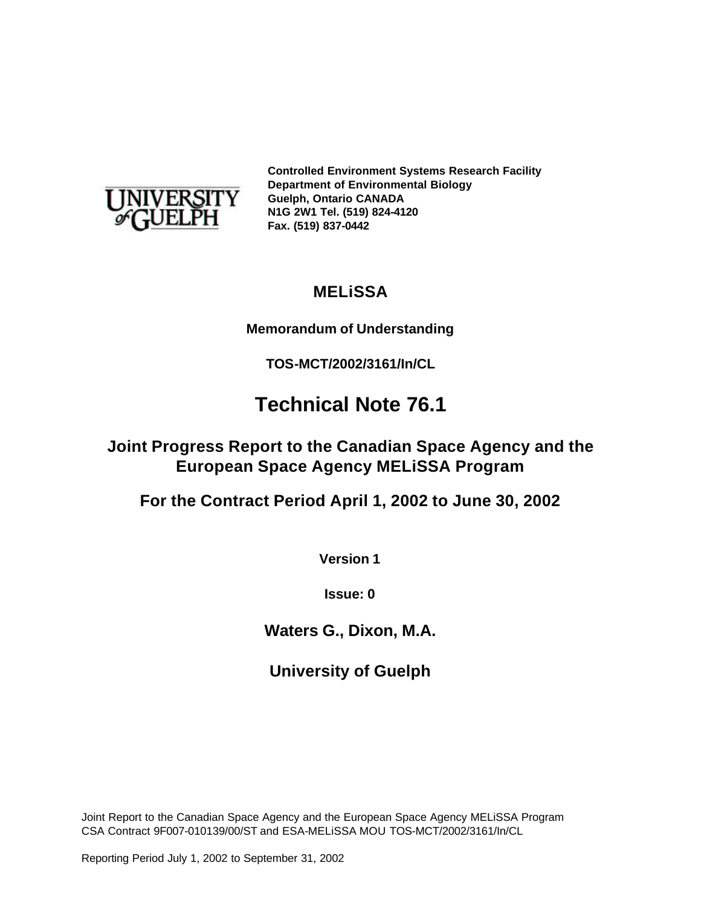UNIVERSITY of GUELPH

**Controlled Environment Systems Research Facility**
**Department of Environmental Biology**
**Guelph, Ontario CANADA**
**N1G 2W1 Tel. (519) 824-4120**
**Fax. (519) 837-0442**

# MELiSSA

**Memorandum of Understanding**

**TOS-MCT/2002/3161/In/CL**

# Technical Note 76.1

## Joint Progress Report to the Canadian Space Agency and the European Space Agency MELiSSA Program

## For the Contract Period April 1, 2002 to June 30, 2002

**Version 1**

**Issue: 0**

**Waters G., Dixon, M.A.**

**University of Guelph**

Joint Report to the Canadian Space Agency and the European Space Agency MELiSSA Program
CSA Contract 9F007-010139/00/ST and ESA-MELiSSA MOU TOS-MCT/2002/3161/In/CL

Reporting Period July 1, 2002 to September 31, 2002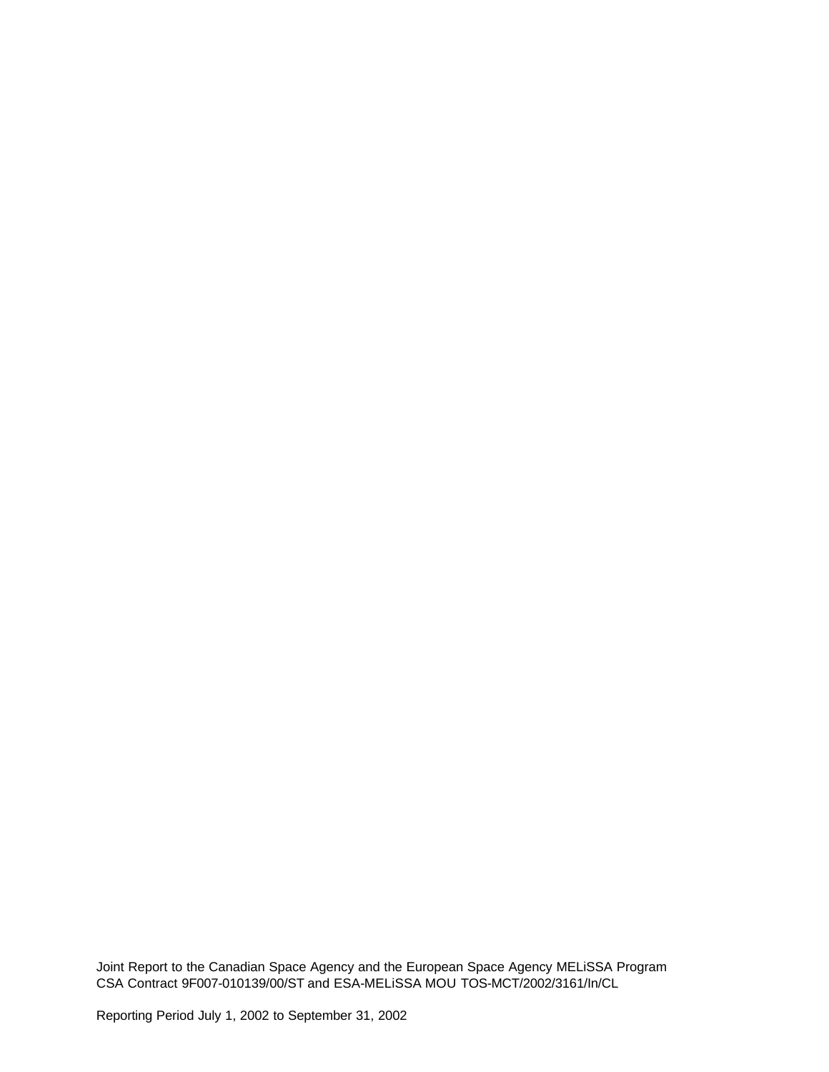Joint Report to the Canadian Space Agency and the European Space Agency MELiSSA Program
CSA Contract 9F007-010139/00/ST and ESA-MELiSSA MOU TOS-MCT/2002/3161/In/CL

Reporting Period July 1, 2002 to September 31, 2002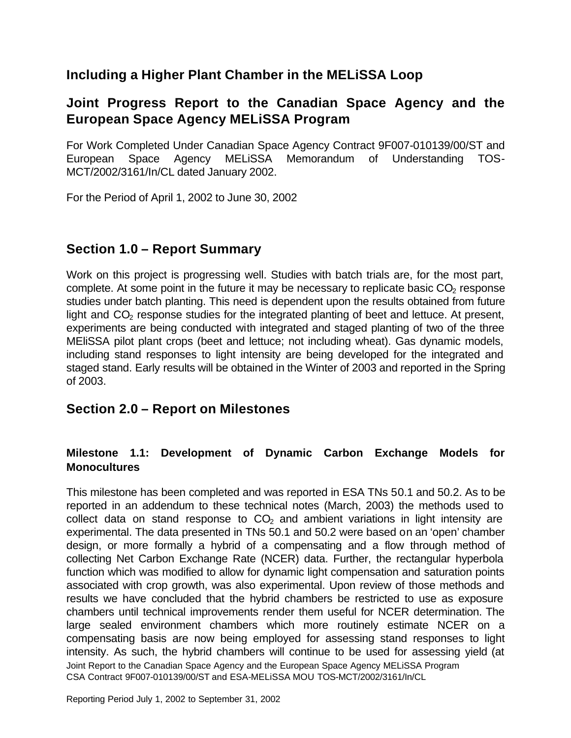## Including a Higher Plant Chamber in the MELiSSA Loop

## Joint Progress Report to the Canadian Space Agency and the European Space Agency MELiSSA Program

For Work Completed Under Canadian Space Agency Contract 9F007-010139/00/ST and European Space Agency MELiSSA Memorandum of Understanding TOS-MCT/2002/3161/In/CL dated January 2002.

For the Period of April 1, 2002 to June 30, 2002

## Section 1.0 – Report Summary

Work on this project is progressing well. Studies with batch trials are, for the most part, complete. At some point in the future it may be necessary to replicate basic $CO_2$ response studies under batch planting. This need is dependent upon the results obtained from future light and $CO_2$ response studies for the integrated planting of beet and lettuce. At present, experiments are being conducted with integrated and staged planting of two of the three MEliSSA pilot plant crops (beet and lettuce; not including wheat). Gas dynamic models, including stand responses to light intensity are being developed for the integrated and staged stand. Early results will be obtained in the Winter of 2003 and reported in the Spring of 2003.

## Section 2.0 – Report on Milestones

### Milestone 1.1: Development of Dynamic Carbon Exchange Models for Monocultures

This milestone has been completed and was reported in ESA TNs 50.1 and 50.2. As to be reported in an addendum to these technical notes (March, 2003) the methods used to collect data on stand response to $CO_2$ and ambient variations in light intensity are experimental. The data presented in TNs 50.1 and 50.2 were based on an 'open' chamber design, or more formally a hybrid of a compensating and a flow through method of collecting Net Carbon Exchange Rate (NCER) data. Further, the rectangular hyperbola function which was modified to allow for dynamic light compensation and saturation points associated with crop growth, was also experimental. Upon review of those methods and results we have concluded that the hybrid chambers be restricted to use as exposure chambers until technical improvements render them useful for NCER determination. The large sealed environment chambers which more routinely estimate NCER on a compensating basis are now being employed for assessing stand responses to light intensity. As such, the hybrid chambers will continue to be used for assessing yield (at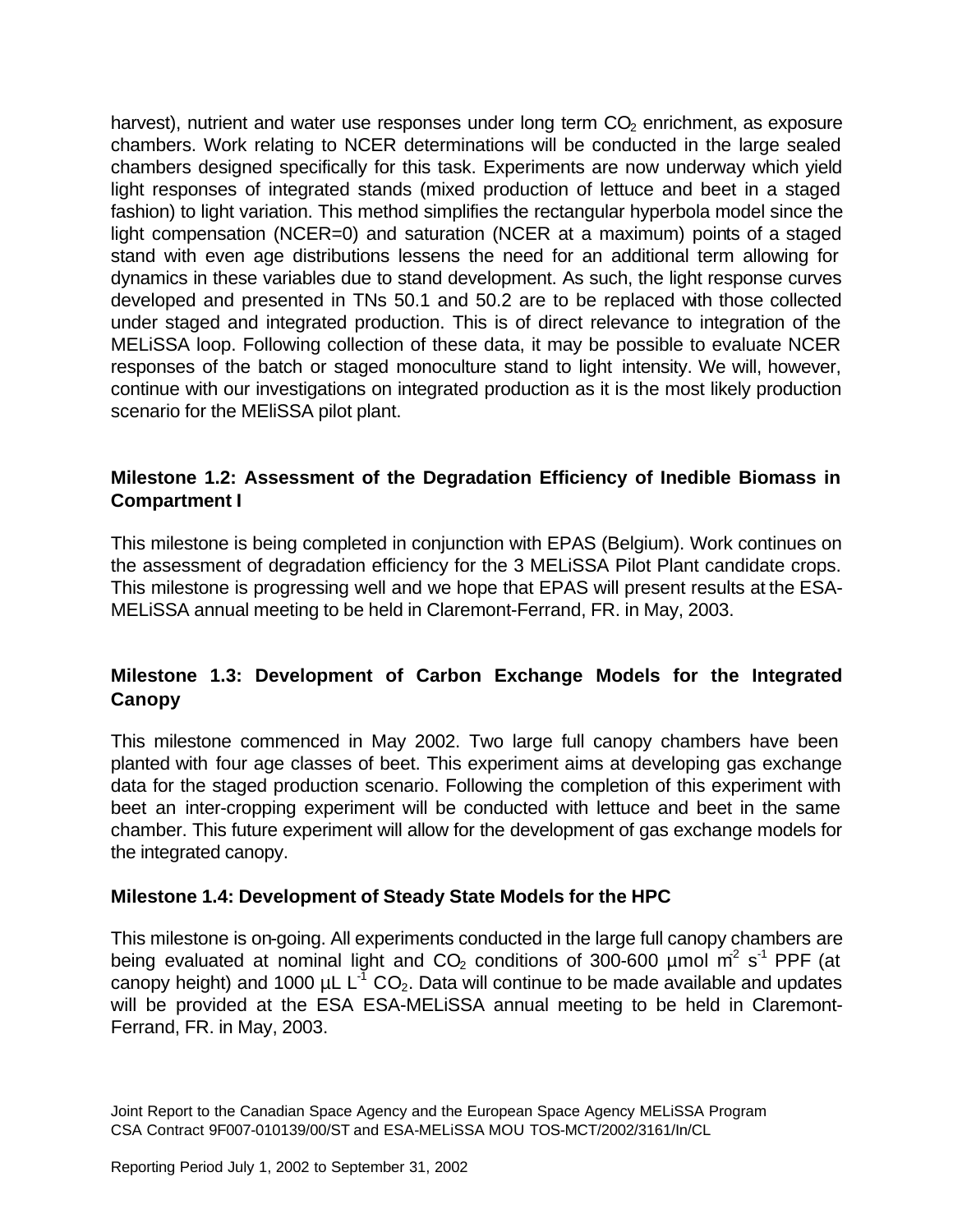harvest), nutrient and water use responses under long term $CO_2$ enrichment, as exposure chambers. Work relating to NCER determinations will be conducted in the large sealed chambers designed specifically for this task. Experiments are now underway which yield light responses of integrated stands (mixed production of lettuce and beet in a staged fashion) to light variation. This method simplifies the rectangular hyperbola model since the light compensation (NCER=0) and saturation (NCER at a maximum) points of a staged stand with even age distributions lessens the need for an additional term allowing for dynamics in these variables due to stand development. As such, the light response curves developed and presented in TNs 50.1 and 50.2 are to be replaced with those collected under staged and integrated production. This is of direct relevance to integration of the MELiSSA loop. Following collection of these data, it may be possible to evaluate NCER responses of the batch or staged monoculture stand to light intensity. We will, however, continue with our investigations on integrated production as it is the most likely production scenario for the MEliSSA pilot plant.

### Milestone 1.2: Assessment of the Degradation Efficiency of Inedible Biomass in Compartment I

This milestone is being completed in conjunction with EPAS (Belgium). Work continues on the assessment of degradation efficiency for the 3 MELiSSA Pilot Plant candidate crops. This milestone is progressing well and we hope that EPAS will present results at the ESA-MELiSSA annual meeting to be held in Claremont-Ferrand, FR. in May, 2003.

### Milestone 1.3: Development of Carbon Exchange Models for the Integrated Canopy

This milestone commenced in May 2002. Two large full canopy chambers have been planted with four age classes of beet. This experiment aims at developing gas exchange data for the staged production scenario. Following the completion of this experiment with beet an inter-cropping experiment will be conducted with lettuce and beet in the same chamber. This future experiment will allow for the development of gas exchange models for the integrated canopy.

### Milestone 1.4: Development of Steady State Models for the HPC

This milestone is on-going. All experiments conducted in the large full canopy chambers are being evaluated at nominal light and $CO_2$ conditions of 300-600 µmol $m^{-2}$ $s^{-1}$ PPF (at canopy height) and 1000 µL $L^{-1}$ $CO_2$. Data will continue to be made available and updates will be provided at the ESA ESA-MELiSSA annual meeting to be held in Claremont-Ferrand, FR. in May, 2003.

Joint Report to the Canadian Space Agency and the European Space Agency MELiSSA Program
CSA Contract 9F007-010139/00/ST and ESA-MELiSSA MOU TOS-MCT/2002/3161/In/CL

Reporting Period July 1, 2002 to September 31, 2002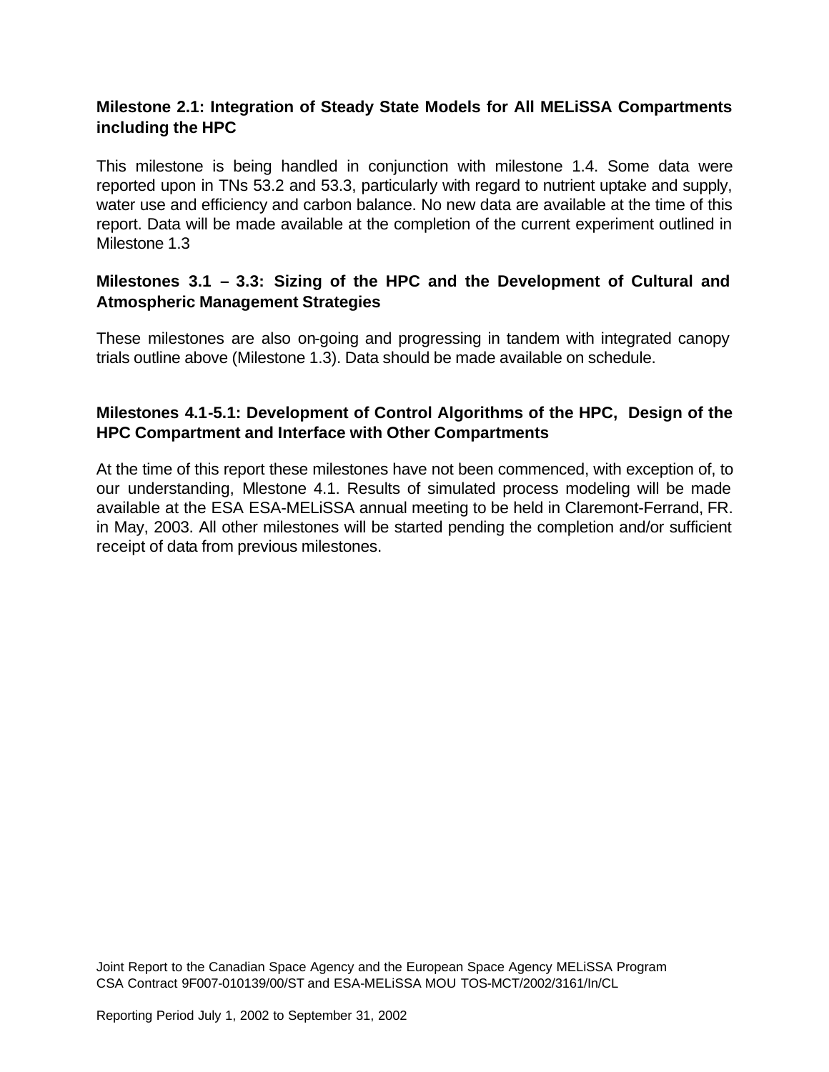**Milestone 2.1: Integration of Steady State Models for All MELiSSA Compartments including the HPC**

This milestone is being handled in conjunction with milestone 1.4. Some data were reported upon in TNs 53.2 and 53.3, particularly with regard to nutrient uptake and supply, water use and efficiency and carbon balance. No new data are available at the time of this report. Data will be made available at the completion of the current experiment outlined in Milestone 1.3

**Milestones 3.1 – 3.3: Sizing of the HPC and the Development of Cultural and Atmospheric Management Strategies**

These milestones are also on-going and progressing in tandem with integrated canopy trials outline above (Milestone 1.3). Data should be made available on schedule.

**Milestones 4.1-5.1: Development of Control Algorithms of the HPC, Design of the HPC Compartment and Interface with Other Compartments**

At the time of this report these milestones have not been commenced, with exception of, to our understanding, Mlestone 4.1. Results of simulated process modeling will be made available at the ESA ESA-MELiSSA annual meeting to be held in Claremont-Ferrand, FR. in May, 2003. All other milestones will be started pending the completion and/or sufficient receipt of data from previous milestones.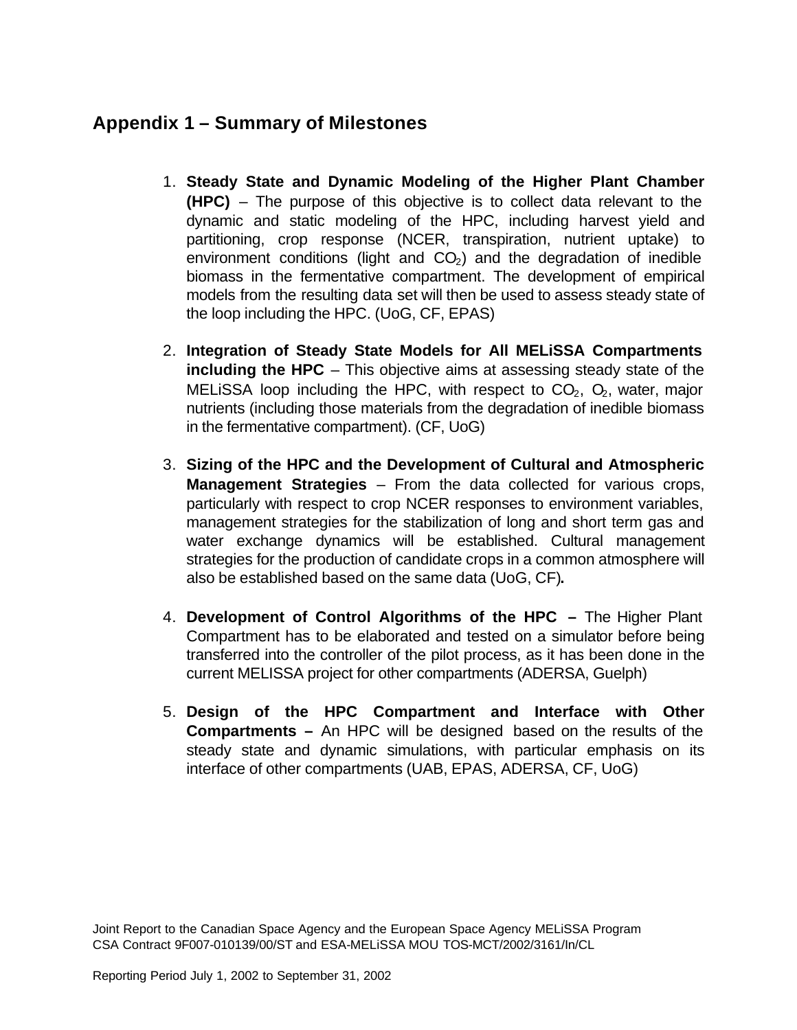## Appendix 1 – Summary of Milestones

1. **Steady State and Dynamic Modeling of the Higher Plant Chamber (HPC)** – The purpose of this objective is to collect data relevant to the dynamic and static modeling of the HPC, including harvest yield and partitioning, crop response (NCER, transpiration, nutrient uptake) to environment conditions (light and $CO_2$) and the degradation of inedible biomass in the fermentative compartment. The development of empirical models from the resulting data set will then be used to assess steady state of the loop including the HPC. (UoG, CF, EPAS)

2. **Integration of Steady State Models for All MELiSSA Compartments including the HPC** – This objective aims at assessing steady state of the MELiSSA loop including the HPC, with respect to $CO_2$, $O_2$, water, major nutrients (including those materials from the degradation of inedible biomass in the fermentative compartment). (CF, UoG)

3. **Sizing of the HPC and the Development of Cultural and Atmospheric Management Strategies** – From the data collected for various crops, particularly with respect to crop NCER responses to environment variables, management strategies for the stabilization of long and short term gas and water exchange dynamics will be established. Cultural management strategies for the production of candidate crops in a common atmosphere will also be established based on the same data (UoG, CF)**.**

4. **Development of Control Algorithms of the HPC –** The Higher Plant Compartment has to be elaborated and tested on a simulator before being transferred into the controller of the pilot process, as it has been done in the current MELISSA project for other compartments (ADERSA, Guelph)

5. **Design of the HPC Compartment and Interface with Other Compartments –** An HPC will be designed based on the results of the steady state and dynamic simulations, with particular emphasis on its interface of other compartments (UAB, EPAS, ADERSA, CF, UoG)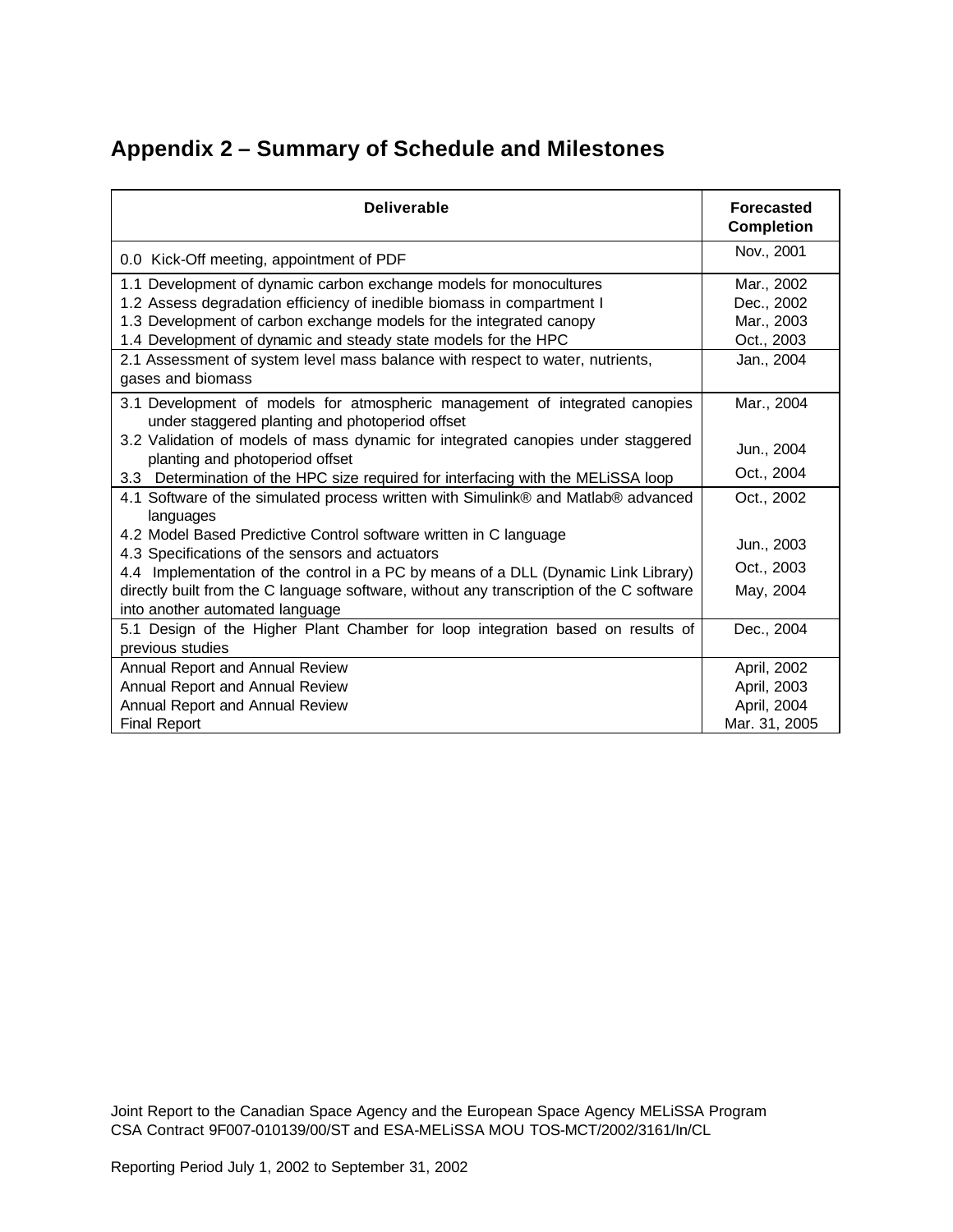## Appendix 2 – Summary of Schedule and Milestones

| Deliverable | Forecasted Completion |
|---|---|
| 0.0 Kick-Off meeting, appointment of PDF | Nov., 2001 |
| 1.1 Development of dynamic carbon exchange models for monocultures | Mar., 2002 |
| 1.2 Assess degradation efficiency of inedible biomass in compartment I | Dec., 2002 |
| 1.3 Development of carbon exchange models for the integrated canopy | Mar., 2003 |
| 1.4 Development of dynamic and steady state models for the HPC | Oct., 2003 |
| 2.1 Assessment of system level mass balance with respect to water, nutrients, gases and biomass | Jan., 2004 |
| 3.1 Development of models for atmospheric management of integrated canopies under staggered planting and photoperiod offset | Mar., 2004 |
| 3.2 Validation of models of mass dynamic for integrated canopies under staggered planting and photoperiod offset | Jun., 2004 |
| 3.3 Determination of the HPC size required for interfacing with the MELiSSA loop | Oct., 2004 |
| 4.1 Software of the simulated process written with Simulink® and Matlab® advanced languages | Oct., 2002 |
| 4.2 Model Based Predictive Control software written in C language | Jun., 2003 |
| 4.3 Specifications of the sensors and actuators | Oct., 2003 |
| 4.4 Implementation of the control in a PC by means of a DLL (Dynamic Link Library) directly built from the C language software, without any transcription of the C software into another automated language | May, 2004 |
| 5.1 Design of the Higher Plant Chamber for loop integration based on results of previous studies | Dec., 2004 |
| Annual Report and Annual Review | April, 2002 |
| Annual Report and Annual Review | April, 2003 |
| Annual Report and Annual Review | April, 2004 |
| Final Report | Mar. 31, 2005 |

Joint Report to the Canadian Space Agency and the European Space Agency MELiSSA Program
CSA Contract 9F007-010139/00/ST and ESA-MELiSSA MOU TOS-MCT/2002/3161/In/CL

Reporting Period July 1, 2002 to September 31, 2002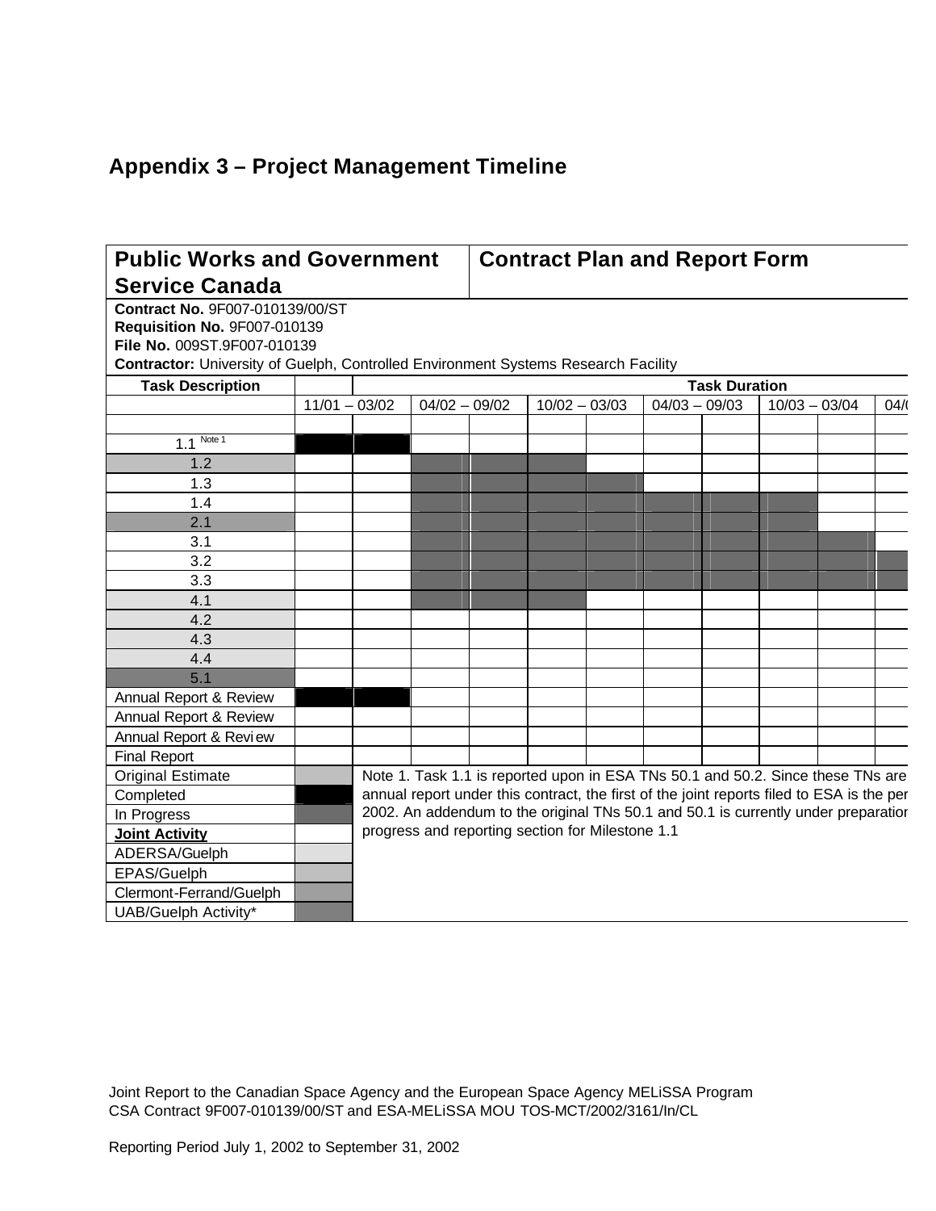## Appendix 3 – Project Management Timeline

| **Public Works and Government Service Canada** | **Contract Plan and Report Form** |
|---|---|

**Contract No.** 9F007-010139/00/ST
**Requisition No.** 9F007-010139
**File No.** 009ST.9F007-010139
**Contractor:** University of Guelph, Controlled Environment Systems Research Facility

| Task Description | Task Duration | | | | | | | | | | |
|---|---|---|---|---|---|---|---|---|---|---|---|
| | 11/01 – 03/02 | | 04/02 – 09/02 | | 10/02 – 03/03 | | 04/03 – 09/03 | | 10/03 – 03/04 | | 04/( |
| | | | | | | | | | | | |
| 1.1 Note 1 | | | | | | | | | | | |
| 1.2 | | | | | | | | | | | |
| 1.3 | | | | | | | | | | | |
| 1.4 | | | | | | | | | | | |
| 2.1 | | | | | | | | | | | |
| 3.1 | | | | | | | | | | | |
| 3.2 | | | | | | | | | | | |
| 3.3 | | | | | | | | | | | |
| 4.1 | | | | | | | | | | | |
| 4.2 | | | | | | | | | | | |
| 4.3 | | | | | | | | | | | |
| 4.4 | | | | | | | | | | | |
| 5.1 | | | | | | | | | | | |
| Annual Report & Review | | | | | | | | | | | |
| Annual Report & Review | | | | | | | | | | | |
| Annual Report & Review | | | | | | | | | | | |
| Final Report | | | | | | | | | | | |

| Legend | |
|---|---|
| Original Estimate | |
| Completed | |
| In Progress | |
| **Joint Activity** | |
| ADERSA/Guelph | |
| EPAS/Guelph | |
| Clermont-Ferrand/Guelph | |
| UAB/Guelph Activity* | |

Note 1. Task 1.1 is reported upon in ESA TNs 50.1 and 50.2. Since these TNs are annual report under this contract, the first of the joint reports filed to ESA is the per 2002. An addendum to the original TNs 50.1 and 50.1 is currently under preparation progress and reporting section for Milestone 1.1